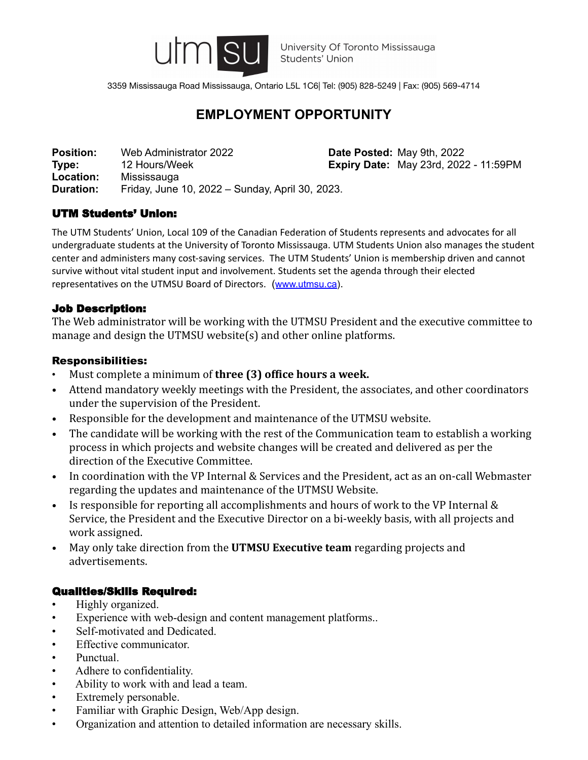utm su University Of Toronto Mississauga Students' Union

3359 Mississauga Road Mississauga, Ontario L5L 1C6| Tel: (905) 828-5249 | Fax: (905) 569-4714

# EMPLOYMENT OPPORTUNITY

**Position:** Web Administrator 2022
**Type:** 12 Hours/Week
**Location:** Mississauga
**Duration:** Friday, June 10, 2022 – Sunday, April 30, 2023.

**Date Posted:** May 9th, 2022
**Expiry Date:** May 23rd, 2022 - 11:59PM

## UTM Students' Union:

The UTM Students' Union, Local 109 of the Canadian Federation of Students represents and advocates for all undergraduate students at the University of Toronto Mississauga. UTM Students Union also manages the student center and administers many cost-saving services. The UTM Students' Union is membership driven and cannot survive without vital student input and involvement. Students set the agenda through their elected representatives on the UTMSU Board of Directors. (www.utmsu.ca).

## Job Description:

The Web administrator will be working with the UTMSU President and the executive committee to manage and design the UTMSU website(s) and other online platforms.

## Responsibilities:

- Must complete a minimum of **three (3) office hours a week.**
- Attend mandatory weekly meetings with the President, the associates, and other coordinators under the supervision of the President.
- Responsible for the development and maintenance of the UTMSU website.
- The candidate will be working with the rest of the Communication team to establish a working process in which projects and website changes will be created and delivered as per the direction of the Executive Committee.
- In coordination with the VP Internal & Services and the President, act as an on-call Webmaster regarding the updates and maintenance of the UTMSU Website.
- Is responsible for reporting all accomplishments and hours of work to the VP Internal & Service, the President and the Executive Director on a bi-weekly basis, with all projects and work assigned.
- May only take direction from the **UTMSU Executive team** regarding projects and advertisements.

## Qualities/Skills Required:

- Highly organized.
- Experience with web-design and content management platforms..
- Self-motivated and Dedicated.
- Effective communicator.
- Punctual.
- Adhere to confidentiality.
- Ability to work with and lead a team.
- Extremely personable.
- Familiar with Graphic Design, Web/App design.
- Organization and attention to detailed information are necessary skills.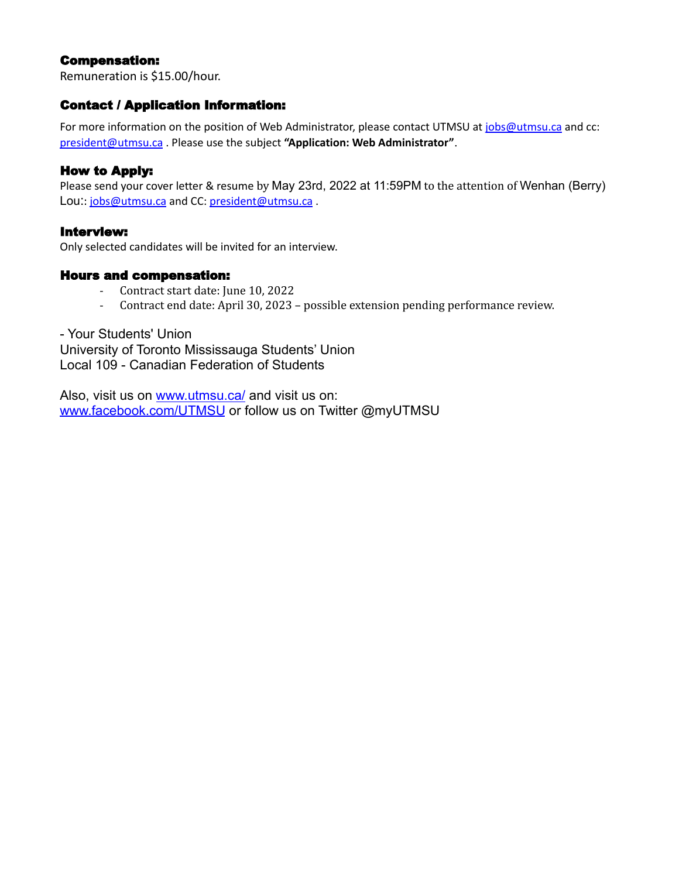### Compensation:

Remuneration is $15.00/hour.

### Contact / Application Information:

For more information on the position of Web Administrator, please contact UTMSU at jobs@utmsu.ca and cc: president@utmsu.ca . Please use the subject **"Application: Web Administrator"**.

### How to Apply:

Please send your cover letter & resume by May 23rd, 2022 at 11:59PM to the attention of Wenhan (Berry) Lou:: jobs@utmsu.ca and CC: president@utmsu.ca .

### Interview:

Only selected candidates will be invited for an interview.

### Hours and compensation:

- Contract start date: June 10, 2022
- Contract end date: April 30, 2023 – possible extension pending performance review.

- Your Students' Union
University of Toronto Mississauga Students' Union
Local 109 - Canadian Federation of Students

Also, visit us on www.utmsu.ca/ and visit us on:
www.facebook.com/UTMSU or follow us on Twitter @myUTMSU